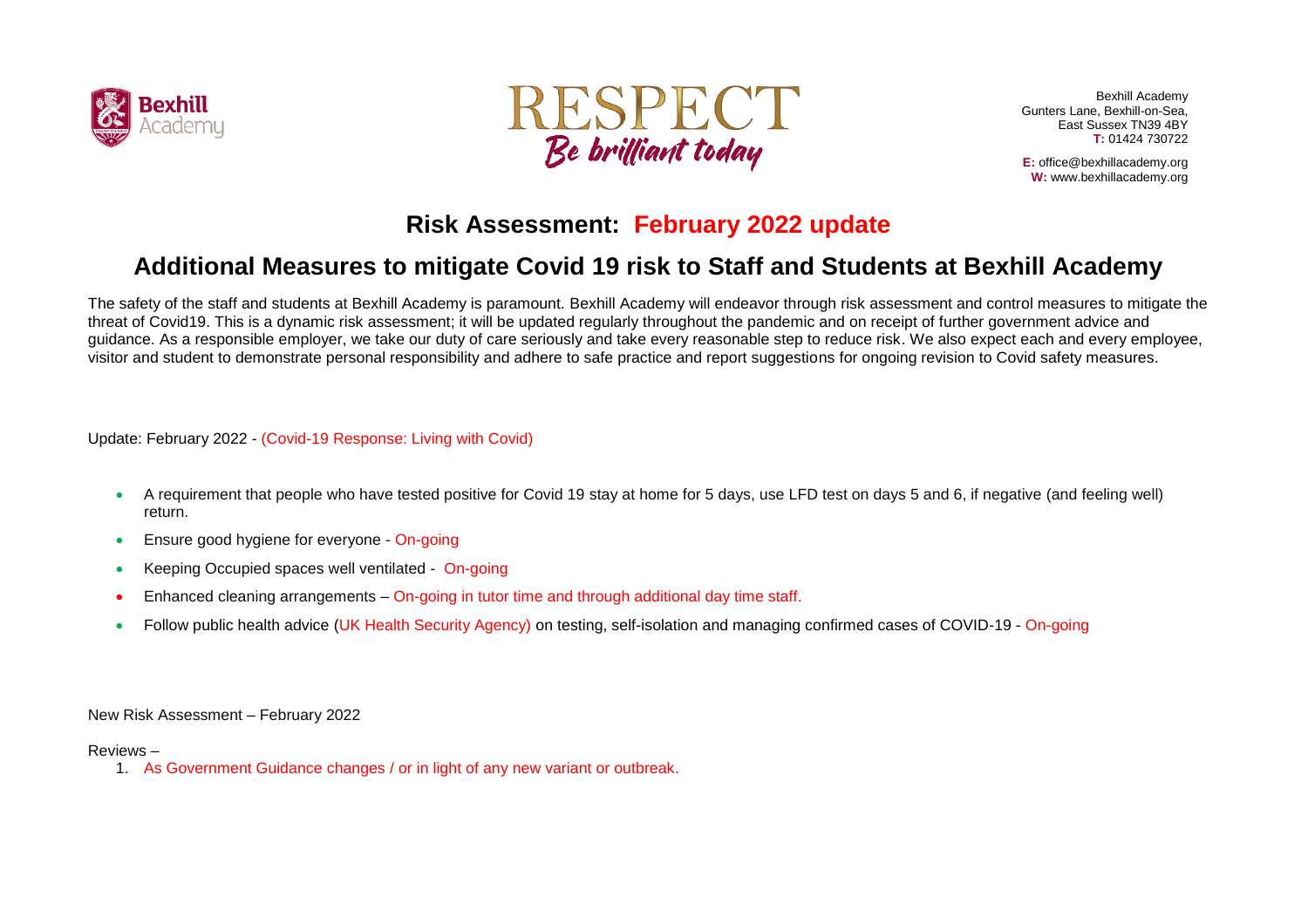Bexhill Academy
Gunters Lane, Bexhill-on-Sea,
East Sussex TN39 4BY
**T:** 01424 730722

**E:** office@bexhillacademy.org
**W:** www.bexhillacademy.org

# Risk Assessment: February 2022 update

## Additional Measures to mitigate Covid 19 risk to Staff and Students at Bexhill Academy

The safety of the staff and students at Bexhill Academy is paramount. Bexhill Academy will endeavor through risk assessment and control measures to mitigate the threat of Covid19. This is a dynamic risk assessment; it will be updated regularly throughout the pandemic and on receipt of further government advice and guidance. As a responsible employer, we take our duty of care seriously and take every reasonable step to reduce risk. We also expect each and every employee, visitor and student to demonstrate personal responsibility and adhere to safe practice and report suggestions for ongoing revision to Covid safety measures.

Update: February 2022 - (Covid-19 Response: Living with Covid)

- A requirement that people who have tested positive for Covid 19 stay at home for 5 days, use LFD test on days 5 and 6, if negative (and feeling well) return.
- Ensure good hygiene for everyone - On-going
- Keeping Occupied spaces well ventilated - On-going
- Enhanced cleaning arrangements – On-going in tutor time and through additional day time staff.
- Follow public health advice (UK Health Security Agency) on testing, self-isolation and managing confirmed cases of COVID-19 - On-going

New Risk Assessment – February 2022

Reviews –

1. As Government Guidance changes / or in light of any new variant or outbreak.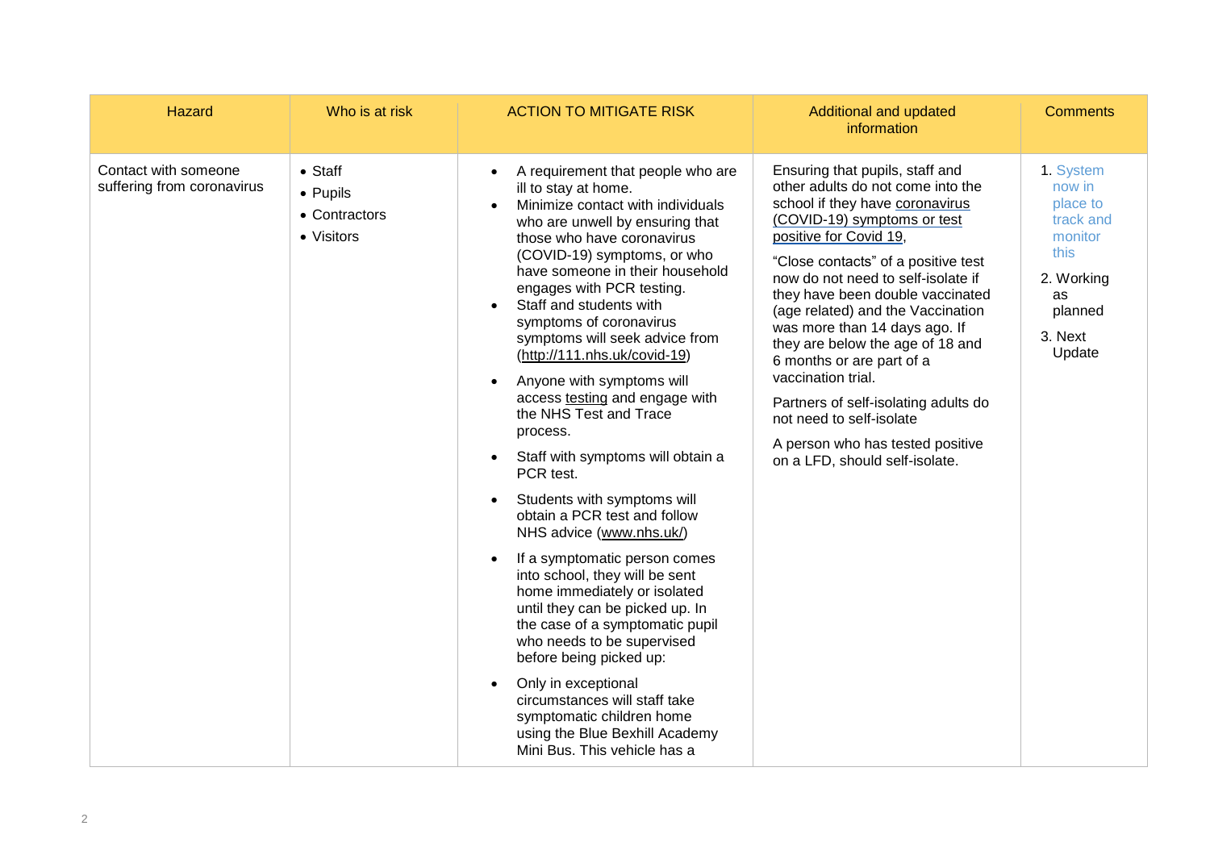| Hazard | Who is at risk | ACTION TO MITIGATE RISK | Additional and updated information | Comments |
|---|---|---|---|---|
| Contact with someone suffering from coronavirus | • Staff<br>• Pupils<br>• Contractors<br>• Visitors | • A requirement that people who are ill to stay at home.<br>• Minimize contact with individuals who are unwell by ensuring that those who have coronavirus (COVID-19) symptoms, or who have someone in their household engages with PCR testing.<br>• Staff and students with symptoms of coronavirus symptoms will seek advice from (http://111.nhs.uk/covid-19)<br>• Anyone with symptoms will access testing and engage with the NHS Test and Trace process.<br>• Staff with symptoms will obtain a PCR test.<br>• Students with symptoms will obtain a PCR test and follow NHS advice (www.nhs.uk/)<br>• If a symptomatic person comes into school, they will be sent home immediately or isolated until they can be picked up. In the case of a symptomatic pupil who needs to be supervised before being picked up:<br>• Only in exceptional circumstances will staff take symptomatic children home using the Blue Bexhill Academy Mini Bus. This vehicle has a | Ensuring that pupils, staff and other adults do not come into the school if they have coronavirus (COVID-19) symptoms or test positive for Covid 19,<br><br>“Close contacts” of a positive test now do not need to self-isolate if they have been double vaccinated (age related) and the Vaccination was more than 14 days ago. If they are below the age of 18 and 6 months or are part of a vaccination trial.<br><br>Partners of self-isolating adults do not need to self-isolate<br><br>A person who has tested positive on a LFD, should self-isolate. | 1. System now in place to track and monitor this<br>2. Working as planned<br>3. Next Update |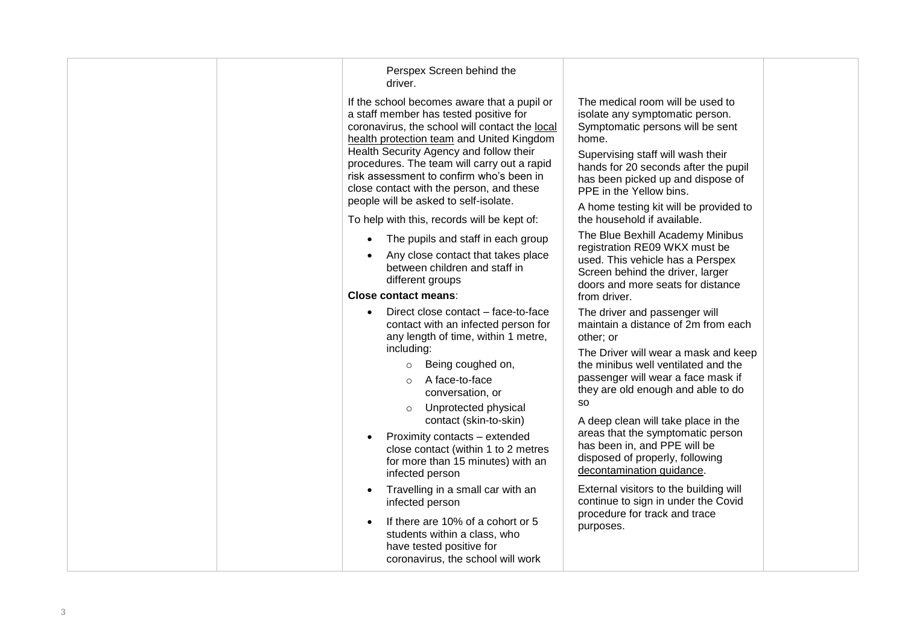| | | | | |
|---|---|---|---|---|
| | | Perspex Screen behind the driver.<br><br>If the school becomes aware that a pupil or a staff member has tested positive for coronavirus, the school will contact the local health protection team and United Kingdom Health Security Agency and follow their procedures. The team will carry out a rapid risk assessment to confirm who's been in close contact with the person, and these people will be asked to self-isolate.<br><br>To help with this, records will be kept of:<br>• The pupils and staff in each group<br>• Any close contact that takes place between children and staff in different groups<br><br>**Close contact means**:<br>• Direct close contact – face-to-face contact with an infected person for any length of time, within 1 metre, including:<br>  ○ Being coughed on,<br>  ○ A face-to-face conversation, or<br>  ○ Unprotected physical contact (skin-to-skin)<br>• Proximity contacts – extended close contact (within 1 to 2 metres for more than 15 minutes) with an infected person<br>• Travelling in a small car with an infected person<br>• If there are 10% of a cohort or 5 students within a class, who have tested positive for coronavirus, the school will work | The medical room will be used to isolate any symptomatic person. Symptomatic persons will be sent home.<br><br>Supervising staff will wash their hands for 20 seconds after the pupil has been picked up and dispose of PPE in the Yellow bins.<br><br>A home testing kit will be provided to the household if available.<br><br>The Blue Bexhill Academy Minibus registration RE09 WKX must be used. This vehicle has a Perspex Screen behind the driver, larger doors and more seats for distance from driver.<br><br>The driver and passenger will maintain a distance of 2m from each other; or<br><br>The Driver will wear a mask and keep the minibus well ventilated and the passenger will wear a face mask if they are old enough and able to do so<br><br>A deep clean will take place in the areas that the symptomatic person has been in, and PPE will be disposed of properly, following decontamination guidance.<br><br>External visitors to the building will continue to sign in under the Covid procedure for track and trace purposes. | |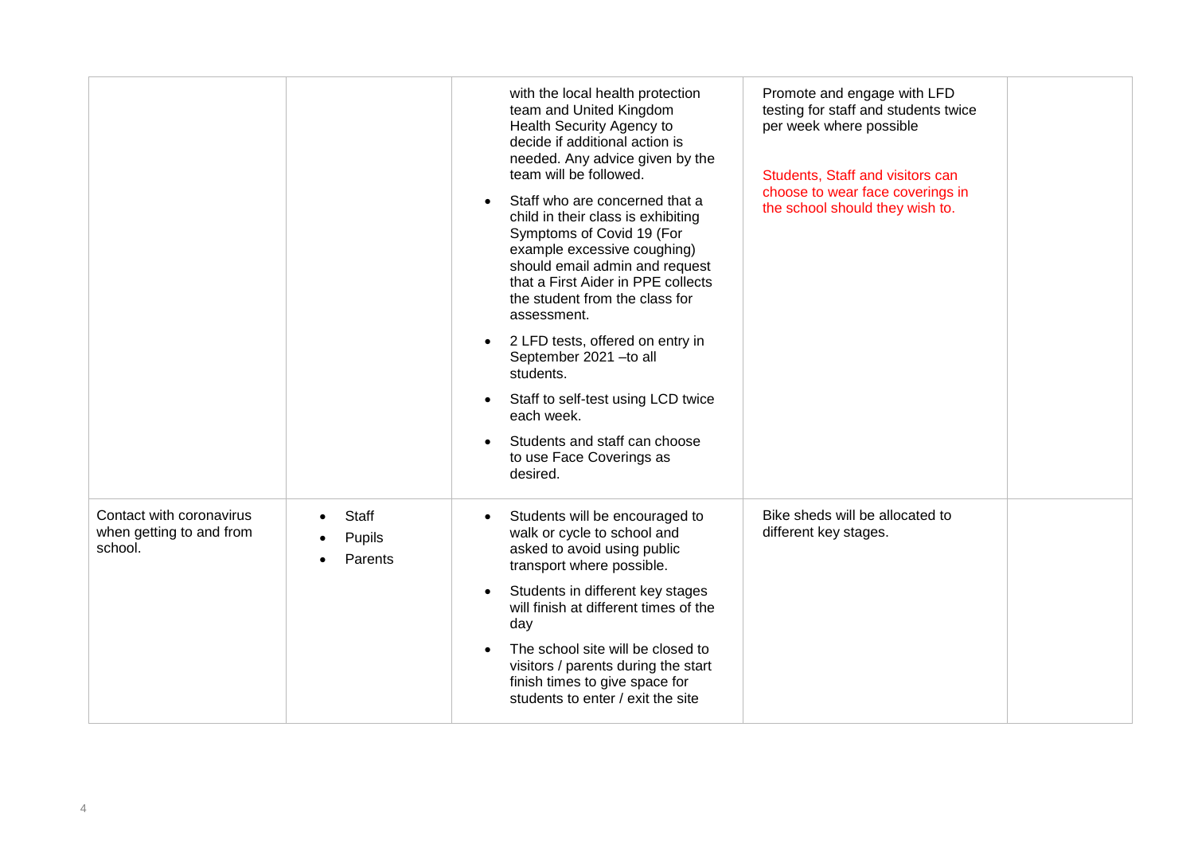| | | | | |
|---|---|---|---|---|
| | | with the local health protection team and United Kingdom Health Security Agency to decide if additional action is needed. Any advice given by the team will be followed.<br>• Staff who are concerned that a child in their class is exhibiting Symptoms of Covid 19 (For example excessive coughing) should email admin and request that a First Aider in PPE collects the student from the class for assessment.<br>• 2 LFD tests, offered on entry in September 2021 –to all students.<br>• Staff to self-test using LCD twice each week.<br>• Students and staff can choose to use Face Coverings as desired. | Promote and engage with LFD testing for staff and students twice per week where possible<br><br>Students, Staff and visitors can choose to wear face coverings in the school should they wish to. | |
| Contact with coronavirus when getting to and from school. | • Staff<br>• Pupils<br>• Parents | • Students will be encouraged to walk or cycle to school and asked to avoid using public transport where possible.<br>• Students in different key stages will finish at different times of the day<br>• The school site will be closed to visitors / parents during the start finish times to give space for students to enter / exit the site | Bike sheds will be allocated to different key stages. | |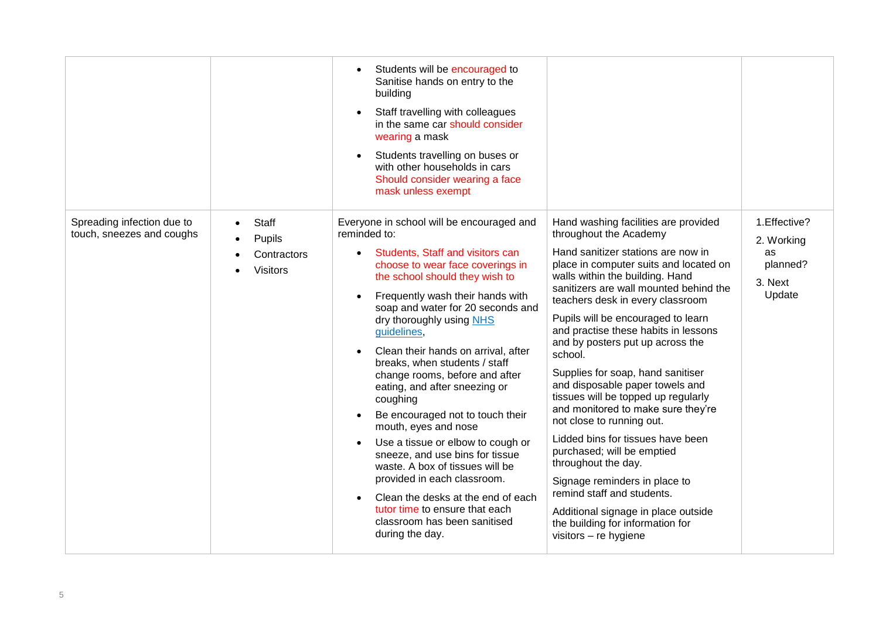| | | | | |
|---|---|---|---|---|
| | | • Students will be encouraged to Sanitise hands on entry to the building<br>• Staff travelling with colleagues in the same car should consider wearing a mask<br>• Students travelling on buses or with other households in cars Should consider wearing a face mask unless exempt | | |
| Spreading infection due to touch, sneezes and coughs | • Staff<br>• Pupils<br>• Contractors<br>• Visitors | Everyone in school will be encouraged and reminded to:<br>• Students, Staff and visitors can choose to wear face coverings in the school should they wish to<br>• Frequently wash their hands with soap and water for 20 seconds and dry thoroughly using NHS guidelines,<br>• Clean their hands on arrival, after breaks, when students / staff change rooms, before and after eating, and after sneezing or coughing<br>• Be encouraged not to touch their mouth, eyes and nose<br>• Use a tissue or elbow to cough or sneeze, and use bins for tissue waste. A box of tissues will be provided in each classroom.<br>• Clean the desks at the end of each tutor time to ensure that each classroom has been sanitised during the day. | Hand washing facilities are provided throughout the Academy<br>Hand sanitizer stations are now in place in computer suits and located on walls within the building. Hand sanitizers are wall mounted behind the teachers desk in every classroom<br>Pupils will be encouraged to learn and practise these habits in lessons and by posters put up across the school.<br>Supplies for soap, hand sanitiser and disposable paper towels and tissues will be topped up regularly and monitored to make sure they're not close to running out.<br>Lidded bins for tissues have been purchased; will be emptied throughout the day.<br>Signage reminders in place to remind staff and students.<br>Additional signage in place outside the building for information for visitors – re hygiene | 1.Effective?<br>2. Working as planned?<br>3. Next Update |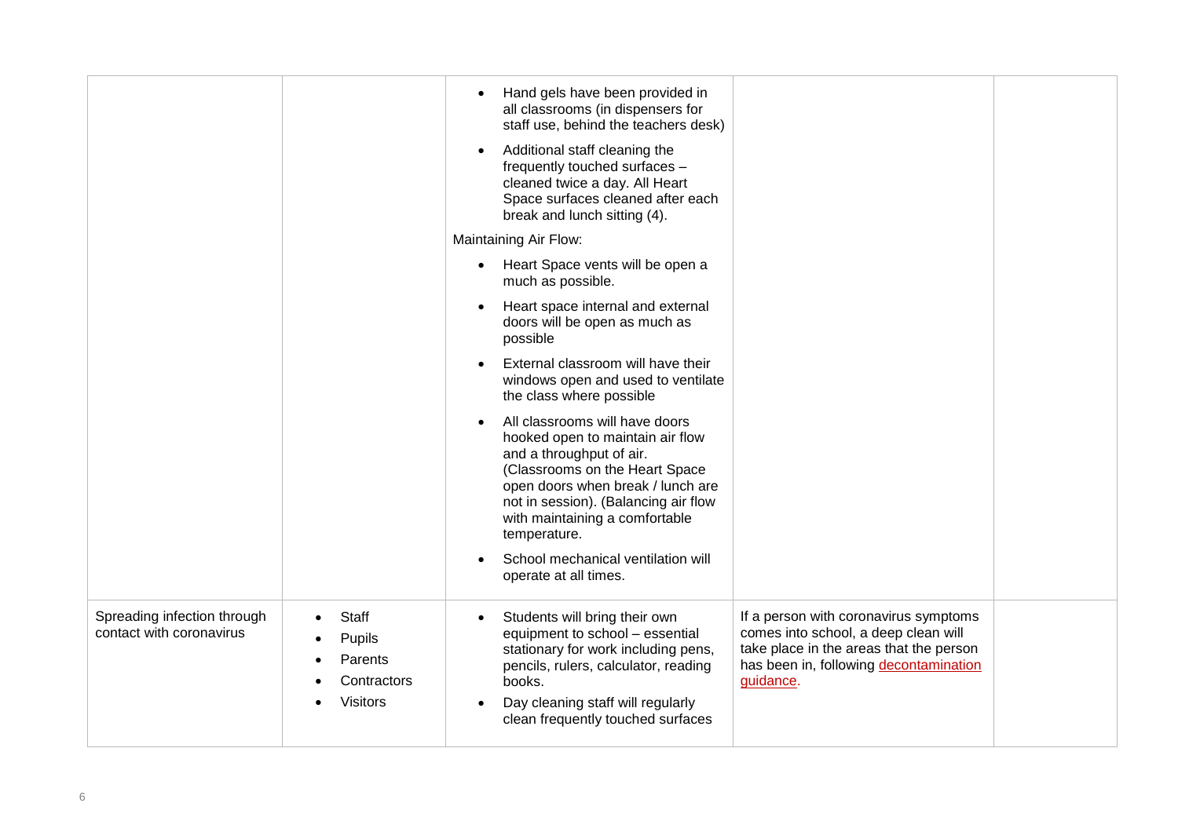| | | | | |
|---|---|---|---|---|
| | | • Hand gels have been provided in all classrooms (in dispensers for staff use, behind the teachers desk)<br>• Additional staff cleaning the frequently touched surfaces – cleaned twice a day. All Heart Space surfaces cleaned after each break and lunch sitting (4).<br>Maintaining Air Flow:<br>• Heart Space vents will be open a much as possible.<br>• Heart space internal and external doors will be open as much as possible<br>• External classroom will have their windows open and used to ventilate the class where possible<br>• All classrooms will have doors hooked open to maintain air flow and a throughput of air. (Classrooms on the Heart Space open doors when break / lunch are not in session). (Balancing air flow with maintaining a comfortable temperature.<br>• School mechanical ventilation will operate at all times. | | |
| Spreading infection through contact with coronavirus | • Staff<br>• Pupils<br>• Parents<br>• Contractors<br>• Visitors | • Students will bring their own equipment to school – essential stationary for work including pens, pencils, rulers, calculator, reading books.<br>• Day cleaning staff will regularly clean frequently touched surfaces | If a person with coronavirus symptoms comes into school, a deep clean will take place in the areas that the person has been in, following decontamination guidance. | |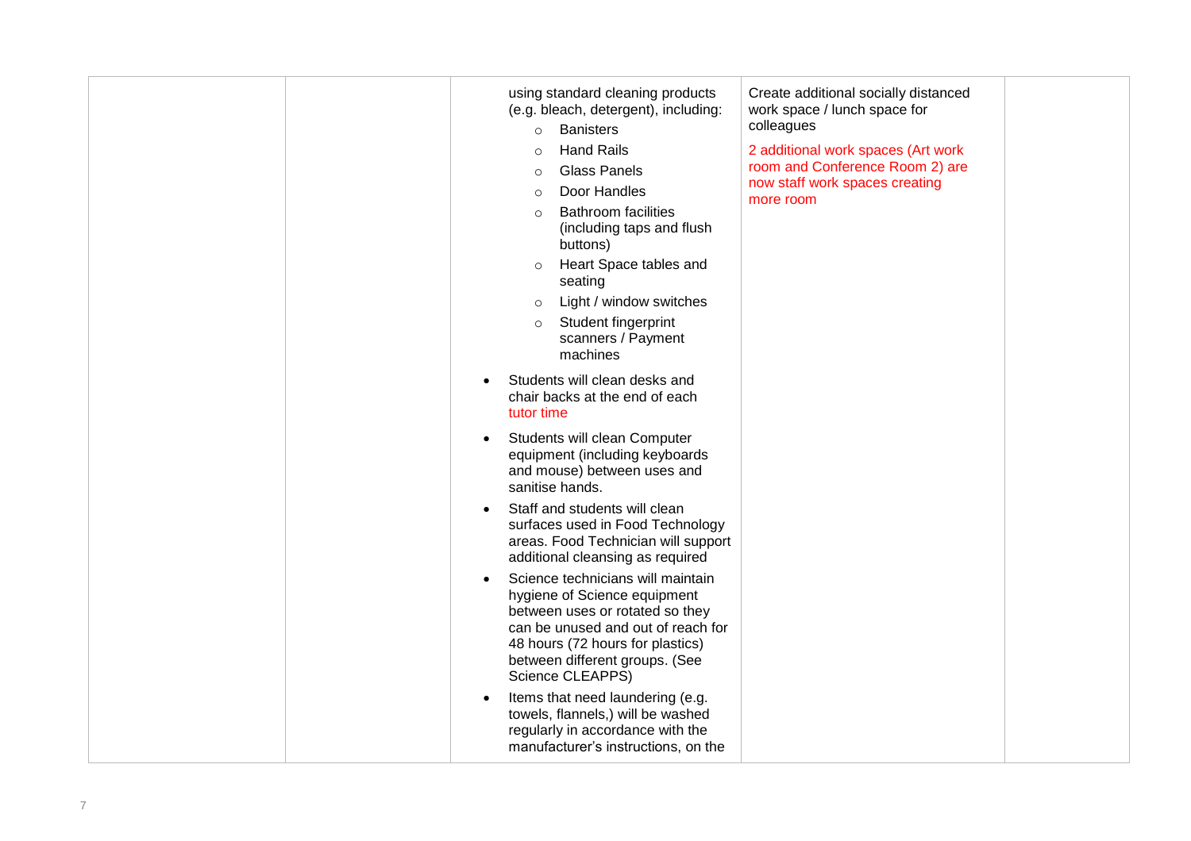| | | | | |
|---|---|---|---|---|
| | | using standard cleaning products (e.g. bleach, detergent), including:<br>◦ Banisters<br>◦ Hand Rails<br>◦ Glass Panels<br>◦ Door Handles<br>◦ Bathroom facilities (including taps and flush buttons)<br>◦ Heart Space tables and seating<br>◦ Light / window switches<br>◦ Student fingerprint scanners / Payment machines<br>• Students will clean desks and chair backs at the end of each tutor time<br>• Students will clean Computer equipment (including keyboards and mouse) between uses and sanitise hands.<br>• Staff and students will clean surfaces used in Food Technology areas. Food Technician will support additional cleansing as required<br>• Science technicians will maintain hygiene of Science equipment between uses or rotated so they can be unused and out of reach for 48 hours (72 hours for plastics) between different groups. (See Science CLEAPPS)<br>• Items that need laundering (e.g. towels, flannels,) will be washed regularly in accordance with the manufacturer's instructions, on the | Create additional socially distanced work space / lunch space for colleagues<br><br>2 additional work spaces (Art work room and Conference Room 2) are now staff work spaces creating more room | |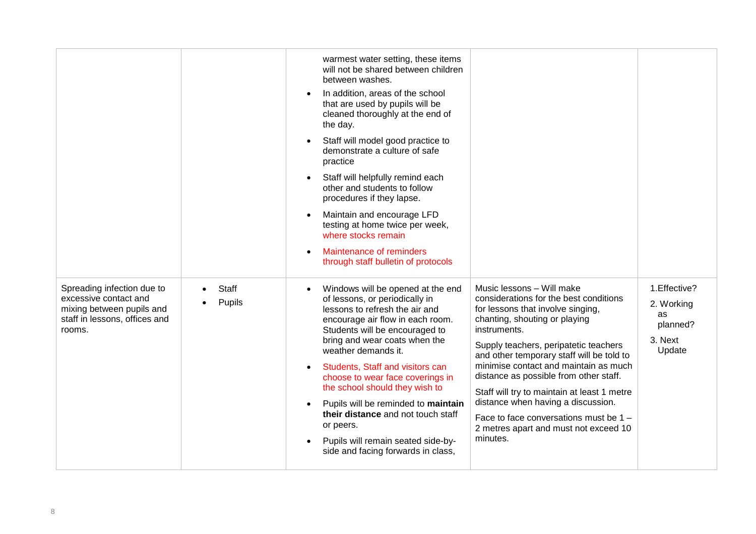| | | | | |
|---|---|---|---|---|
| | | warmest water setting, these items will not be shared between children between washes.<br>• In addition, areas of the school that are used by pupils will be cleaned thoroughly at the end of the day.<br>• Staff will model good practice to demonstrate a culture of safe practice<br>• Staff will helpfully remind each other and students to follow procedures if they lapse.<br>• Maintain and encourage LFD testing at home twice per week, where stocks remain<br>• Maintenance of reminders through staff bulletin of protocols | | |
| Spreading infection due to excessive contact and mixing between pupils and staff in lessons, offices and rooms. | • Staff<br>• Pupils | • Windows will be opened at the end of lessons, or periodically in lessons to refresh the air and encourage air flow in each room. Students will be encouraged to bring and wear coats when the weather demands it.<br>• Students, Staff and visitors can choose to wear face coverings in the school should they wish to<br>• Pupils will be reminded to **maintain their distance** and not touch staff or peers.<br>• Pupils will remain seated side-by-side and facing forwards in class, | Music lessons – Will make considerations for the best conditions for lessons that involve singing, chanting, shouting or playing instruments.<br>Supply teachers, peripatetic teachers and other temporary staff will be told to minimise contact and maintain as much distance as possible from other staff.<br>Staff will try to maintain at least 1 metre distance when having a discussion.<br>Face to face conversations must be 1 – 2 metres apart and must not exceed 10 minutes. | 1.Effective?<br>2. Working as planned?<br>3. Next Update |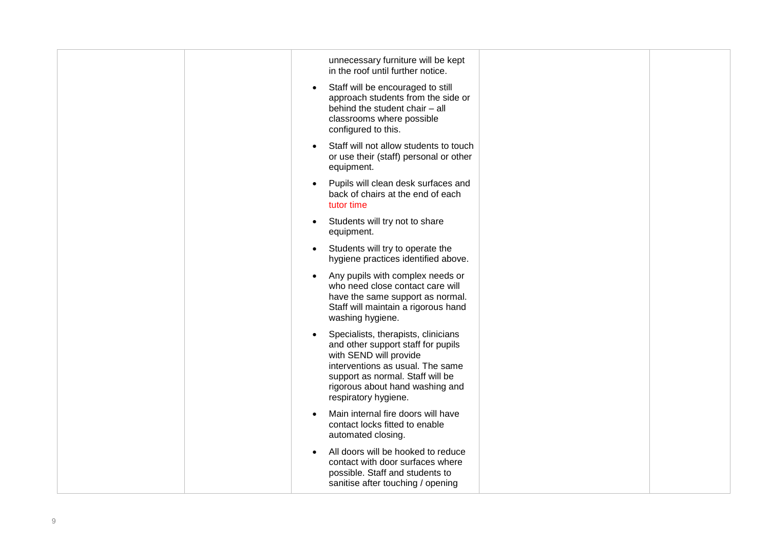| | | | | |
|---|---|---|---|---|
| | | unnecessary furniture will be kept in the roof until further notice.<br>• Staff will be encouraged to still approach students from the side or behind the student chair – all classrooms where possible configured to this.<br>• Staff will not allow students to touch or use their (staff) personal or other equipment.<br>• Pupils will clean desk surfaces and back of chairs at the end of each tutor time<br>• Students will try not to share equipment.<br>• Students will try to operate the hygiene practices identified above.<br>• Any pupils with complex needs or who need close contact care will have the same support as normal. Staff will maintain a rigorous hand washing hygiene.<br>• Specialists, therapists, clinicians and other support staff for pupils with SEND will provide interventions as usual. The same support as normal. Staff will be rigorous about hand washing and respiratory hygiene.<br>• Main internal fire doors will have contact locks fitted to enable automated closing.<br>• All doors will be hooked to reduce contact with door surfaces where possible. Staff and students to sanitise after touching / opening | | |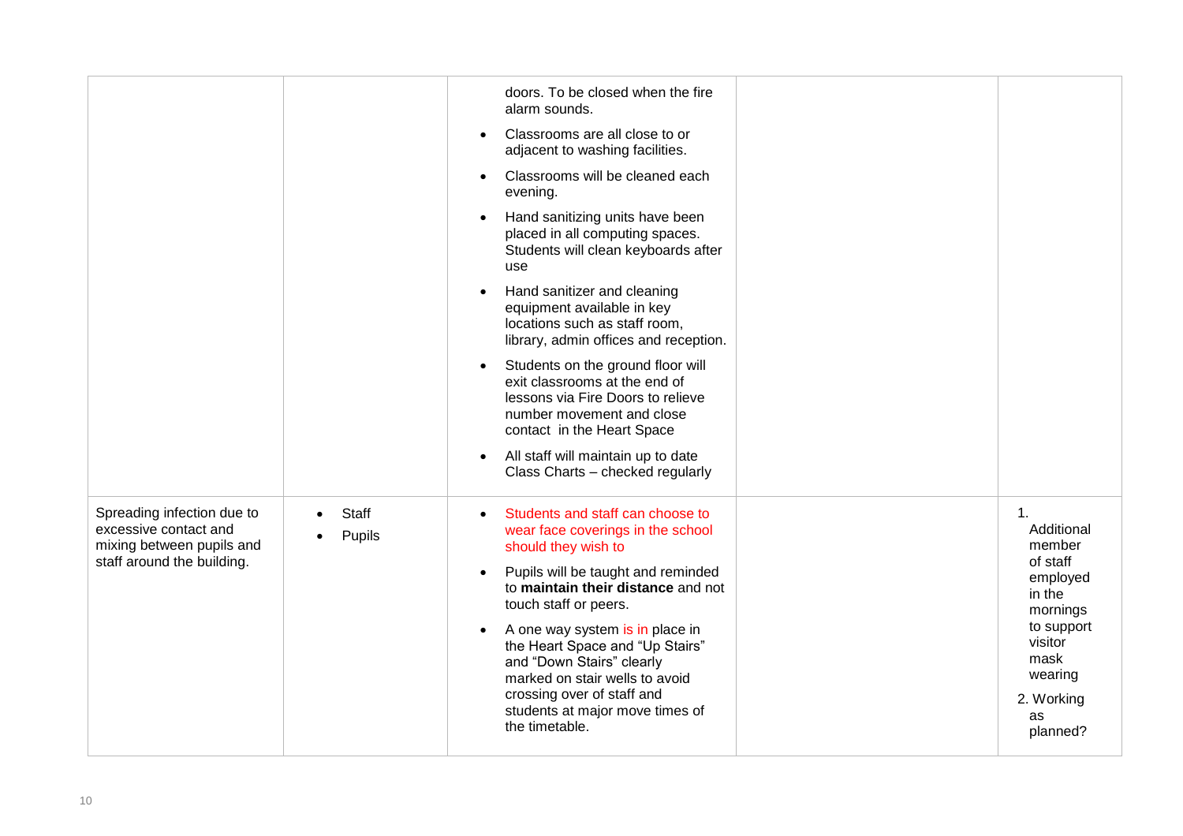| | | | | |
|---|---|---|---|---|
| | | doors. To be closed when the fire alarm sounds.<br>• Classrooms are all close to or adjacent to washing facilities.<br>• Classrooms will be cleaned each evening.<br>• Hand sanitizing units have been placed in all computing spaces. Students will clean keyboards after use<br>• Hand sanitizer and cleaning equipment available in key locations such as staff room, library, admin offices and reception.<br>• Students on the ground floor will exit classrooms at the end of lessons via Fire Doors to relieve number movement and close contact in the Heart Space<br>• All staff will maintain up to date Class Charts – checked regularly | | |
| Spreading infection due to excessive contact and mixing between pupils and staff around the building. | • Staff<br>• Pupils | • Students and staff can choose to wear face coverings in the school should they wish to<br>• Pupils will be taught and reminded to **maintain their distance** and not touch staff or peers.<br>• A one way system is in place in the Heart Space and "Up Stairs" and "Down Stairs" clearly marked on stair wells to avoid crossing over of staff and students at major move times of the timetable. | | 1. Additional member of staff employed in the mornings to support visitor mask wearing<br>2. Working as planned? |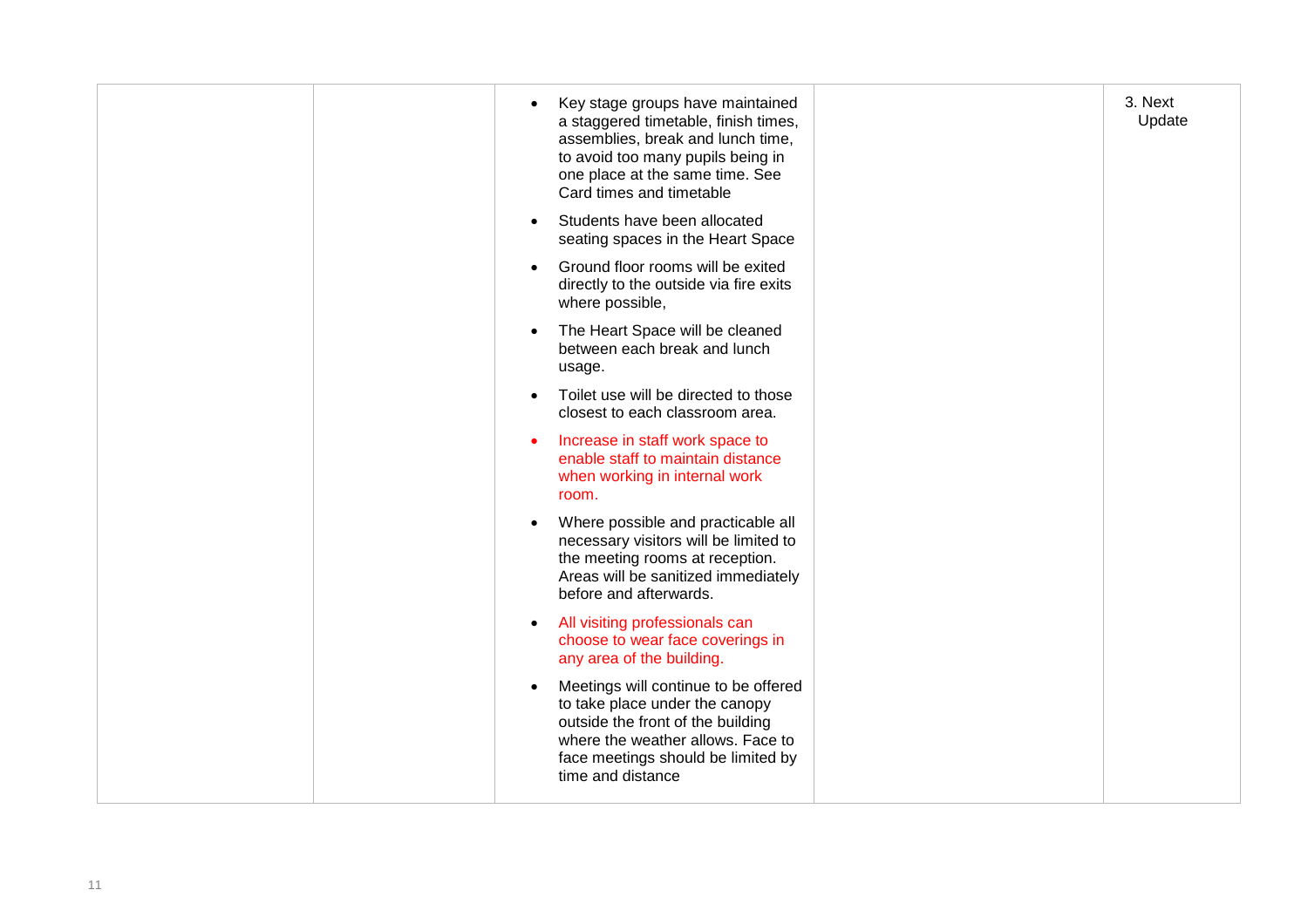| | | | | |
|---|---|---|---|---|
| | | • Key stage groups have maintained a staggered timetable, finish times, assemblies, break and lunch time, to avoid too many pupils being in one place at the same time. See Card times and timetable<br>• Students have been allocated seating spaces in the Heart Space<br>• Ground floor rooms will be exited directly to the outside via fire exits where possible,<br>• The Heart Space will be cleaned between each break and lunch usage.<br>• Toilet use will be directed to those closest to each classroom area.<br>• Increase in staff work space to enable staff to maintain distance when working in internal work room.<br>• Where possible and practicable all necessary visitors will be limited to the meeting rooms at reception. Areas will be sanitized immediately before and afterwards.<br>• All visiting professionals can choose to wear face coverings in any area of the building.<br>• Meetings will continue to be offered to take place under the canopy outside the front of the building where the weather allows. Face to face meetings should be limited by time and distance | | 3. Next Update |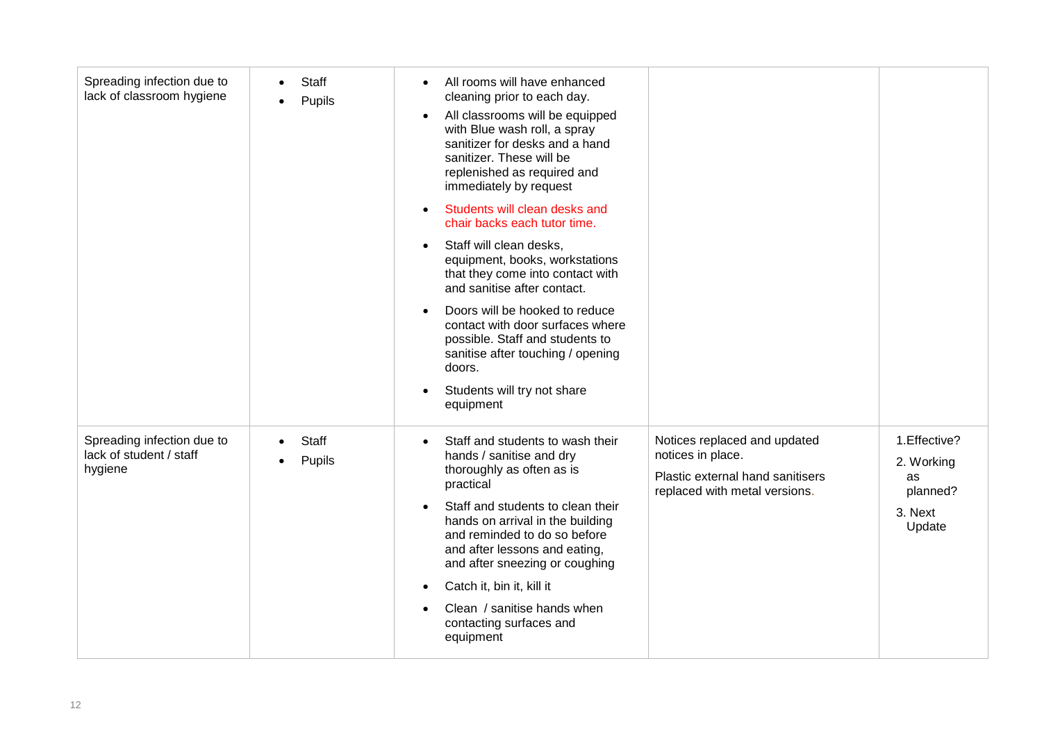| | | | | |
|---|---|---|---|---|
| Spreading infection due to lack of classroom hygiene | • Staff<br>• Pupils | • All rooms will have enhanced cleaning prior to each day.<br>• All classrooms will be equipped with Blue wash roll, a spray sanitizer for desks and a hand sanitizer. These will be replenished as required and immediately by request<br>• Students will clean desks and chair backs each tutor time.<br>• Staff will clean desks, equipment, books, workstations that they come into contact with and sanitise after contact.<br>• Doors will be hooked to reduce contact with door surfaces where possible. Staff and students to sanitise after touching / opening doors.<br>• Students will try not share equipment | | |
| Spreading infection due to lack of student / staff hygiene | • Staff<br>• Pupils | • Staff and students to wash their hands / sanitise and dry thoroughly as often as is practical<br>• Staff and students to clean their hands on arrival in the building and reminded to do so before and after lessons and eating, and after sneezing or coughing<br>• Catch it, bin it, kill it<br>• Clean / sanitise hands when contacting surfaces and equipment | Notices replaced and updated notices in place.<br>Plastic external hand sanitisers replaced with metal versions. | 1.Effective?<br>2. Working as planned?<br>3. Next Update |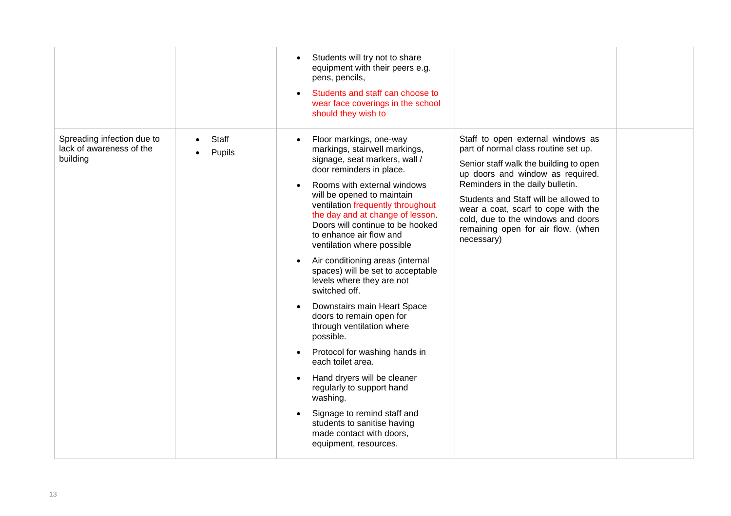| | | | | |
|---|---|---|---|---|
| | | • Students will try not to share equipment with their peers e.g. pens, pencils,<br>• Students and staff can choose to wear face coverings in the school should they wish to | | |
| Spreading infection due to lack of awareness of the building | • Staff<br>• Pupils | • Floor markings, one-way markings, stairwell markings, signage, seat markers, wall / door reminders in place.<br>• Rooms with external windows will be opened to maintain ventilation frequently throughout the day and at change of lesson. Doors will continue to be hooked to enhance air flow and ventilation where possible<br>• Air conditioning areas (internal spaces) will be set to acceptable levels where they are not switched off.<br>• Downstairs main Heart Space doors to remain open for through ventilation where possible.<br>• Protocol for washing hands in each toilet area.<br>• Hand dryers will be cleaner regularly to support hand washing.<br>• Signage to remind staff and students to sanitise having made contact with doors, equipment, resources. | Staff to open external windows as part of normal class routine set up.<br><br>Senior staff walk the building to open up doors and window as required. Reminders in the daily bulletin.<br><br>Students and Staff will be allowed to wear a coat, scarf to cope with the cold, due to the windows and doors remaining open for air flow. (when necessary) | |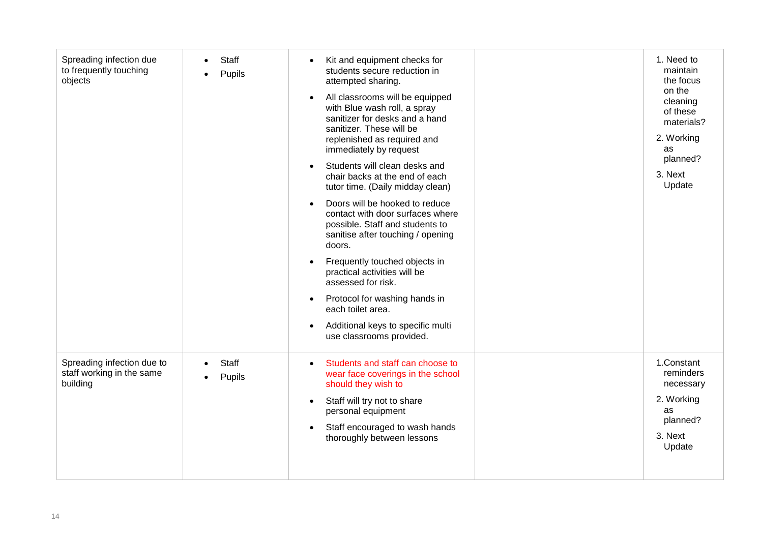| | | | | |
|---|---|---|---|---|
| Spreading infection due to frequently touching objects | • Staff<br>• Pupils | • Kit and equipment checks for students secure reduction in attempted sharing.<br>• All classrooms will be equipped with Blue wash roll, a spray sanitizer for desks and a hand sanitizer. These will be replenished as required and immediately by request<br>• Students will clean desks and chair backs at the end of each tutor time. (Daily midday clean)<br>• Doors will be hooked to reduce contact with door surfaces where possible. Staff and students to sanitise after touching / opening doors.<br>• Frequently touched objects in practical activities will be assessed for risk.<br>• Protocol for washing hands in each toilet area.<br>• Additional keys to specific multi use classrooms provided. | | 1. Need to maintain the focus on the cleaning of these materials?<br>2. Working as planned?<br>3. Next Update |
| Spreading infection due to staff working in the same building | • Staff<br>• Pupils | • Students and staff can choose to wear face coverings in the school should they wish to<br>• Staff will try not to share personal equipment<br>• Staff encouraged to wash hands thoroughly between lessons | | 1. Constant reminders necessary<br>2. Working as planned?<br>3. Next Update |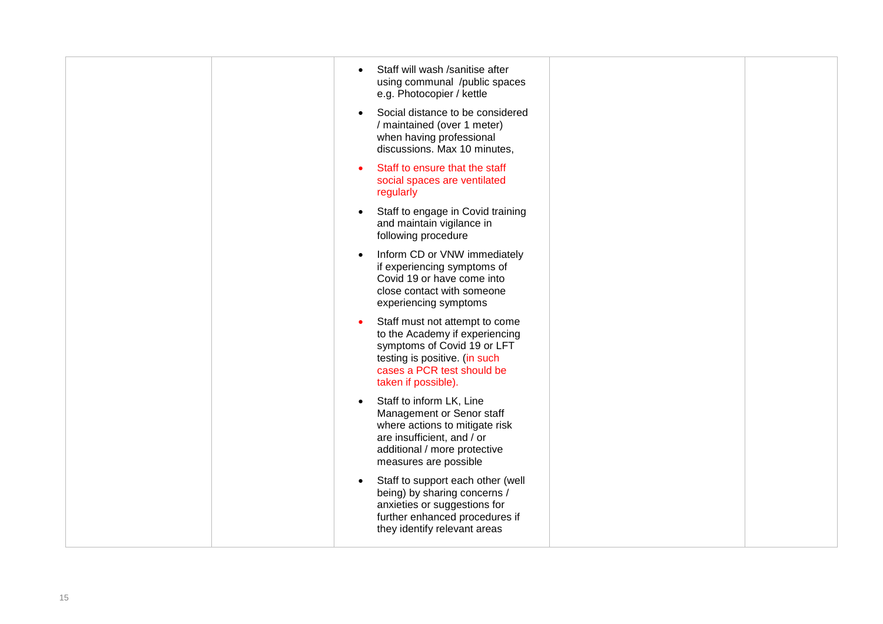|  |  |  |  |  |
| --- | --- | --- | --- | --- |
|  |  | • Staff will wash /sanitise after using communal /public spaces e.g. Photocopier / kettle<br>• Social distance to be considered / maintained (over 1 meter) when having professional discussions. Max 10 minutes,<br>• Staff to ensure that the staff social spaces are ventilated regularly<br>• Staff to engage in Covid training and maintain vigilance in following procedure<br>• Inform CD or VNW immediately if experiencing symptoms of Covid 19 or have come into close contact with someone experiencing symptoms<br>• Staff must not attempt to come to the Academy if experiencing symptoms of Covid 19 or LFT testing is positive. (in such cases a PCR test should be taken if possible).<br>• Staff to inform LK, Line Management or Senor staff where actions to mitigate risk are insufficient, and / or additional / more protective measures are possible<br>• Staff to support each other (well being) by sharing concerns / anxieties or suggestions for further enhanced procedures if they identify relevant areas |  |  |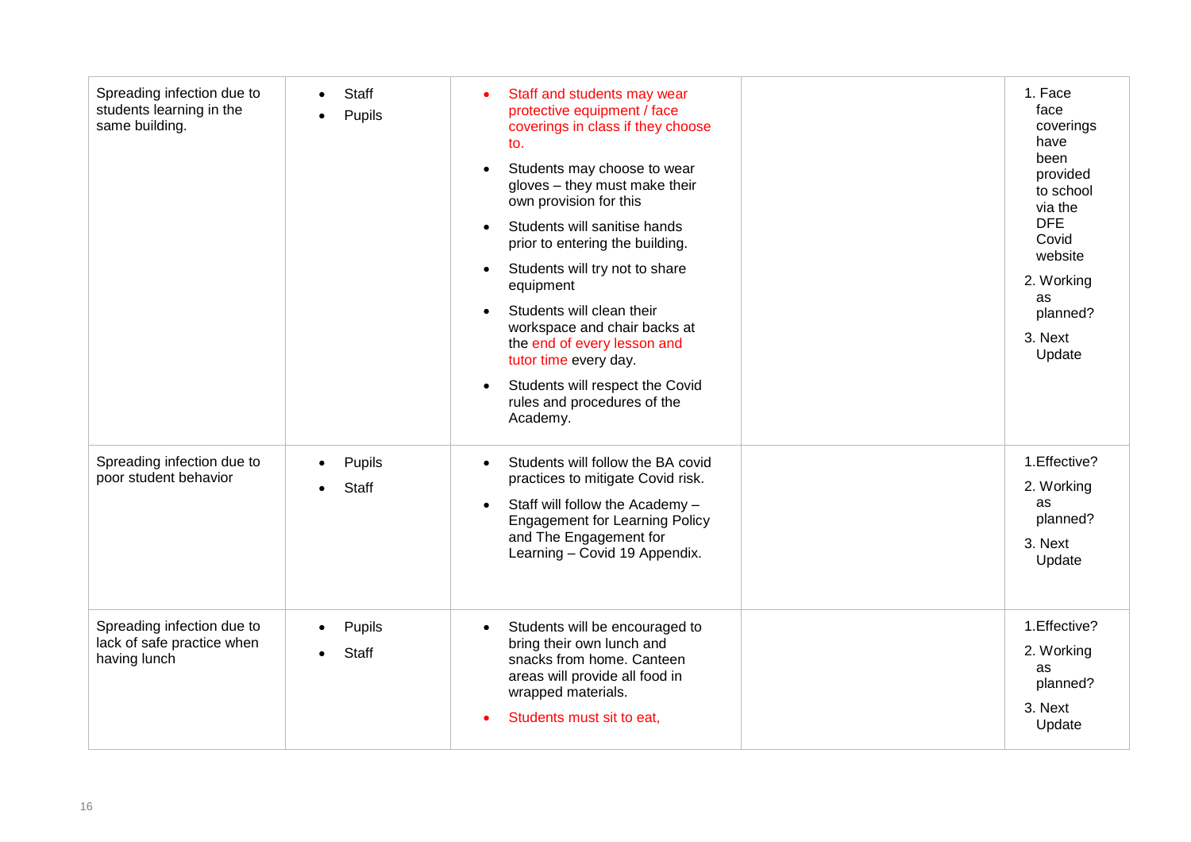| | | | | |
|---|---|---|---|---|
| Spreading infection due to students learning in the same building. | • Staff<br>• Pupils | • Staff and students may wear protective equipment / face coverings in class if they choose to.<br>• Students may choose to wear gloves – they must make their own provision for this<br>• Students will sanitise hands prior to entering the building.<br>• Students will try not to share equipment<br>• Students will clean their workspace and chair backs at the end of every lesson and tutor time every day.<br>• Students will respect the Covid rules and procedures of the Academy. | | 1. Face face coverings have been provided to school via the DFE Covid website<br>2. Working as planned?<br>3. Next Update |
| Spreading infection due to poor student behavior | • Pupils<br>• Staff | • Students will follow the BA covid practices to mitigate Covid risk.<br>• Staff will follow the Academy – Engagement for Learning Policy and The Engagement for Learning – Covid 19 Appendix. | | 1.Effective?<br>2. Working as planned?<br>3. Next Update |
| Spreading infection due to lack of safe practice when having lunch | • Pupils<br>• Staff | • Students will be encouraged to bring their own lunch and snacks from home. Canteen areas will provide all food in wrapped materials.<br>• Students must sit to eat, | | 1.Effective?<br>2. Working as planned?<br>3. Next Update |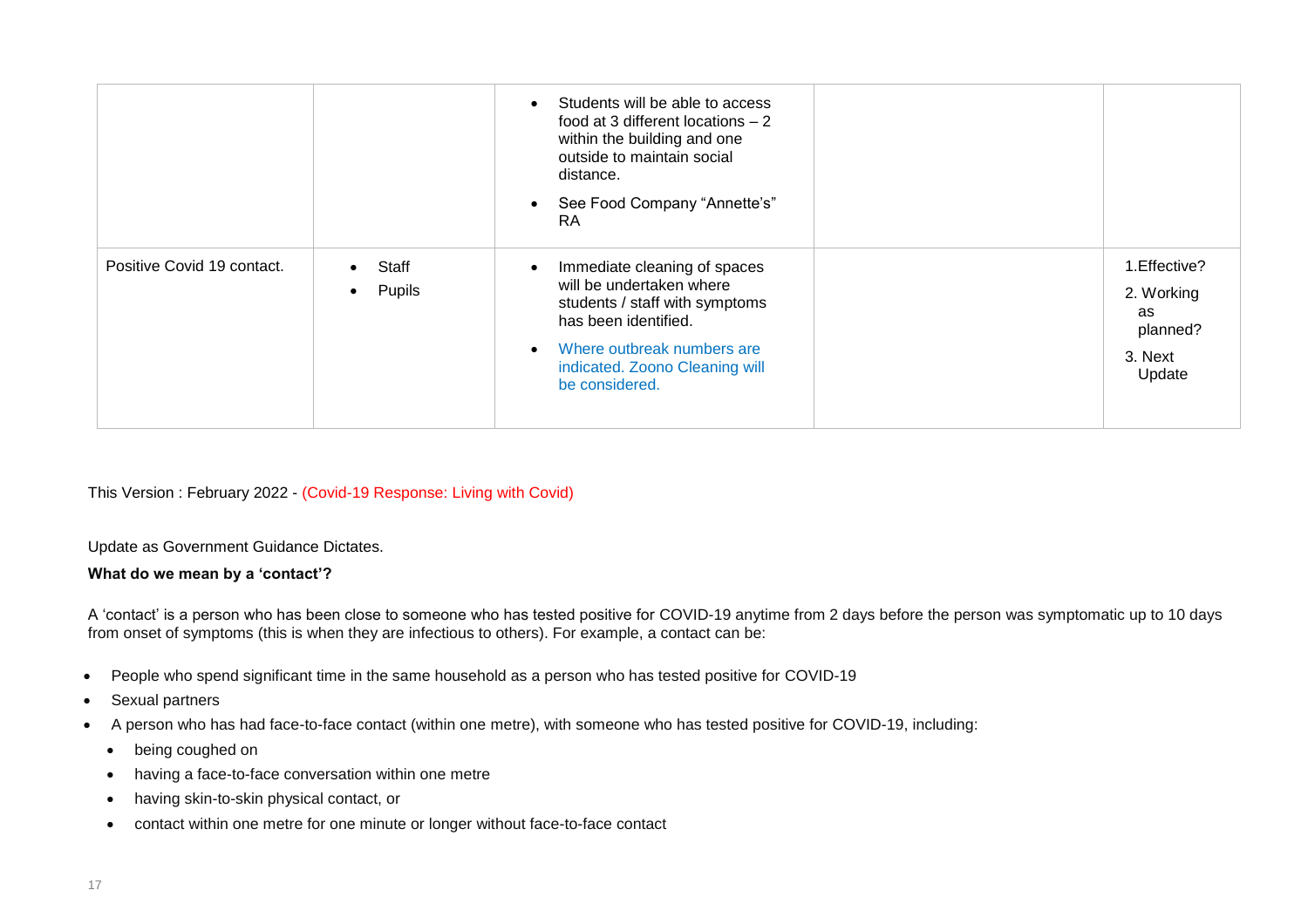| | | | | |
|---|---|---|---|---|
| | | • Students will be able to access food at 3 different locations – 2 within the building and one outside to maintain social distance.<br>• See Food Company "Annette's" RA | | |
| Positive Covid 19 contact. | • Staff<br>• Pupils | • Immediate cleaning of spaces will be undertaken where students / staff with symptoms has been identified.<br>• Where outbreak numbers are indicated. Zoono Cleaning will be considered. | | 1.Effective?<br>2. Working as planned?<br>3. Next Update |

This Version : February 2022 - (Covid-19 Response: Living with Covid)

Update as Government Guidance Dictates.

**What do we mean by a 'contact'?**

A 'contact' is a person who has been close to someone who has tested positive for COVID-19 anytime from 2 days before the person was symptomatic up to 10 days from onset of symptoms (this is when they are infectious to others). For example, a contact can be:

- People who spend significant time in the same household as a person who has tested positive for COVID-19
- Sexual partners
- A person who has had face-to-face contact (within one metre), with someone who has tested positive for COVID-19, including:
  - being coughed on
  - having a face-to-face conversation within one metre
  - having skin-to-skin physical contact, or
  - contact within one metre for one minute or longer without face-to-face contact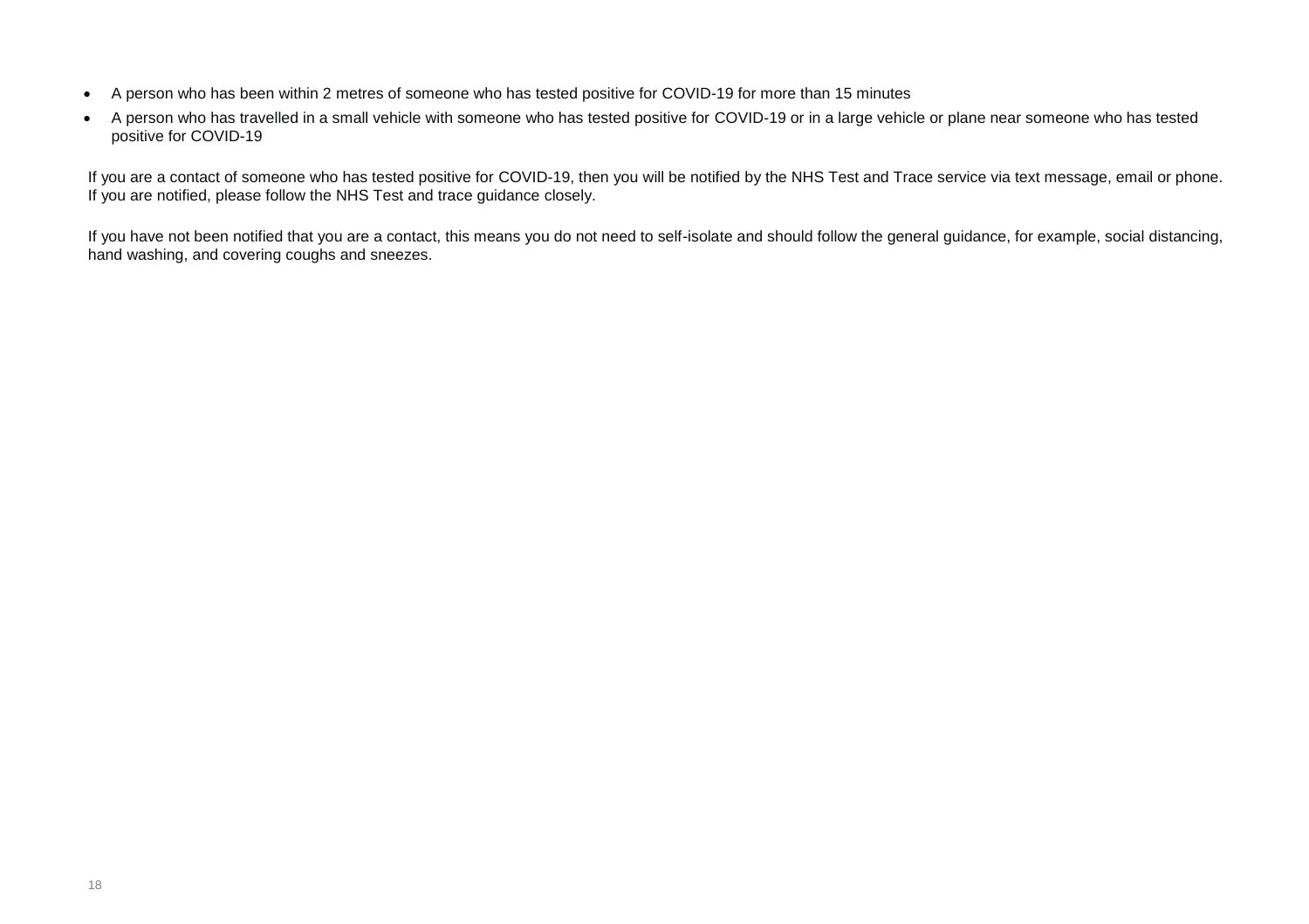- A person who has been within 2 metres of someone who has tested positive for COVID-19 for more than 15 minutes
- A person who has travelled in a small vehicle with someone who has tested positive for COVID-19 or in a large vehicle or plane near someone who has tested positive for COVID-19

If you are a contact of someone who has tested positive for COVID-19, then you will be notified by the NHS Test and Trace service via text message, email or phone. If you are notified, please follow the NHS Test and trace guidance closely.

If you have not been notified that you are a contact, this means you do not need to self-isolate and should follow the general guidance, for example, social distancing, hand washing, and covering coughs and sneezes.